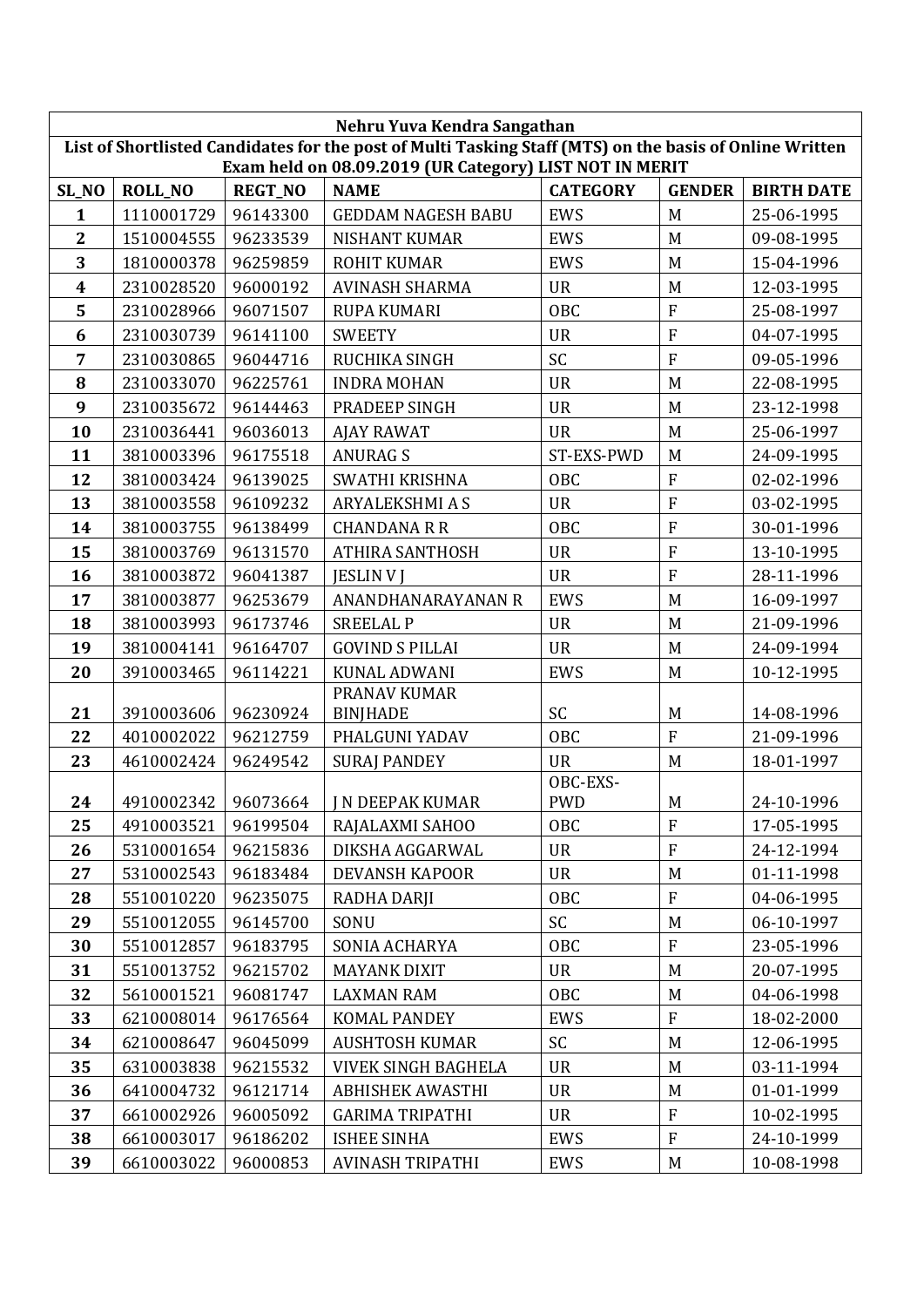| Nehru Yuva Kendra Sangathan | | | | | | |
|---|---|---|---|---|---|---|
| List of Shortlisted Candidates for the post of Multi Tasking Staff (MTS) on the basis of Online Written Exam held on 08.09.2019 (UR Category) LIST NOT IN MERIT | | | | | | |
| **SL_NO** | **ROLL_NO** | **REGT_NO** | **NAME** | **CATEGORY** | **GENDER** | **BIRTH DATE** |
| 1 | 1110001729 | 96143300 | GEDDAM NAGESH BABU | EWS | M | 25-06-1995 |
| 2 | 1510004555 | 96233539 | NISHANT KUMAR | EWS | M | 09-08-1995 |
| 3 | 1810000378 | 96259859 | ROHIT KUMAR | EWS | M | 15-04-1996 |
| 4 | 2310028520 | 96000192 | AVINASH SHARMA | UR | M | 12-03-1995 |
| 5 | 2310028966 | 96071507 | RUPA KUMARI | OBC | F | 25-08-1997 |
| 6 | 2310030739 | 96141100 | SWEETY | UR | F | 04-07-1995 |
| 7 | 2310030865 | 96044716 | RUCHIKA SINGH | SC | F | 09-05-1996 |
| 8 | 2310033070 | 96225761 | INDRA MOHAN | UR | M | 22-08-1995 |
| 9 | 2310035672 | 96144463 | PRADEEP SINGH | UR | M | 23-12-1998 |
| 10 | 2310036441 | 96036013 | AJAY RAWAT | UR | M | 25-06-1997 |
| 11 | 3810003396 | 96175518 | ANURAG S | ST-EXS-PWD | M | 24-09-1995 |
| 12 | 3810003424 | 96139025 | SWATHI KRISHNA | OBC | F | 02-02-1996 |
| 13 | 3810003558 | 96109232 | ARYALEKSHMI A S | UR | F | 03-02-1995 |
| 14 | 3810003755 | 96138499 | CHANDANA R R | OBC | F | 30-01-1996 |
| 15 | 3810003769 | 96131570 | ATHIRA SANTHOSH | UR | F | 13-10-1995 |
| 16 | 3810003872 | 96041387 | JESLIN V J | UR | F | 28-11-1996 |
| 17 | 3810003877 | 96253679 | ANANDHANARAYANAN R | EWS | M | 16-09-1997 |
| 18 | 3810003993 | 96173746 | SREELAL P | UR | M | 21-09-1996 |
| 19 | 3810004141 | 96164707 | GOVIND S PILLAI | UR | M | 24-09-1994 |
| 20 | 3910003465 | 96114221 | KUNAL ADWANI | EWS | M | 10-12-1995 |
| 21 | 3910003606 | 96230924 | PRANAV KUMAR BINJHADE | SC | M | 14-08-1996 |
| 22 | 4010002022 | 96212759 | PHALGUNI YADAV | OBC | F | 21-09-1996 |
| 23 | 4610002424 | 96249542 | SURAJ PANDEY | UR | M | 18-01-1997 |
| 24 | 4910002342 | 96073664 | J N DEEPAK KUMAR | OBC-EXS-PWD | M | 24-10-1996 |
| 25 | 4910003521 | 96199504 | RAJALAXMI SAHOO | OBC | F | 17-05-1995 |
| 26 | 5310001654 | 96215836 | DIKSHA AGGARWAL | UR | F | 24-12-1994 |
| 27 | 5310002543 | 96183484 | DEVANSH KAPOOR | UR | M | 01-11-1998 |
| 28 | 5510010220 | 96235075 | RADHA DARJI | OBC | F | 04-06-1995 |
| 29 | 5510012055 | 96145700 | SONU | SC | M | 06-10-1997 |
| 30 | 5510012857 | 96183795 | SONIA ACHARYA | OBC | F | 23-05-1996 |
| 31 | 5510013752 | 96215702 | MAYANK DIXIT | UR | M | 20-07-1995 |
| 32 | 5610001521 | 96081747 | LAXMAN RAM | OBC | M | 04-06-1998 |
| 33 | 6210008014 | 96176564 | KOMAL PANDEY | EWS | F | 18-02-2000 |
| 34 | 6210008647 | 96045099 | AUSHTOSH KUMAR | SC | M | 12-06-1995 |
| 35 | 6310003838 | 96215532 | VIVEK SINGH BAGHELA | UR | M | 03-11-1994 |
| 36 | 6410004732 | 96121714 | ABHISHEK AWASTHI | UR | M | 01-01-1999 |
| 37 | 6610002926 | 96005092 | GARIMA TRIPATHI | UR | F | 10-02-1995 |
| 38 | 6610003017 | 96186202 | ISHEE SINHA | EWS | F | 24-10-1999 |
| 39 | 6610003022 | 96000853 | AVINASH TRIPATHI | EWS | M | 10-08-1998 |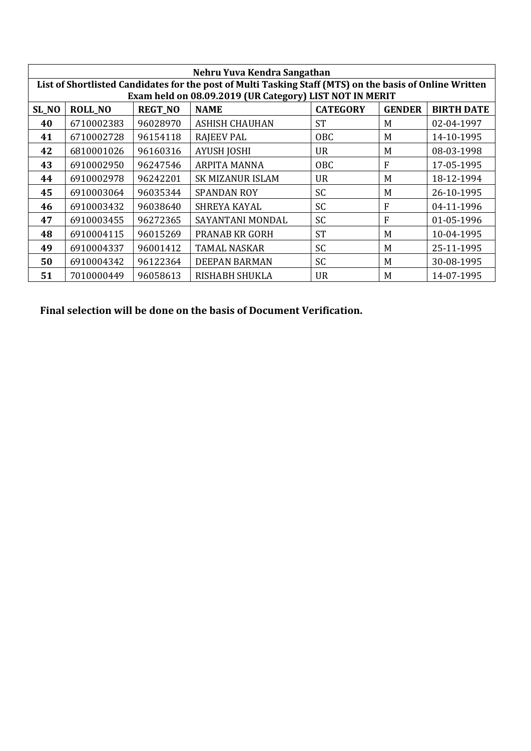| Nehru Yuva Kendra Sangathan | | | | | | |
|---|---|---|---|---|---|---|
| List of Shortlisted Candidates for the post of Multi Tasking Staff (MTS) on the basis of Online Written Exam held on 08.09.2019 (UR Category) LIST NOT IN MERIT | | | | | | |
| **SL_NO** | **ROLL_NO** | **REGT_NO** | **NAME** | **CATEGORY** | **GENDER** | **BIRTH DATE** |
| **40** | 6710002383 | 96028970 | ASHISH CHAUHAN | ST | M | 02-04-1997 |
| **41** | 6710002728 | 96154118 | RAJEEV PAL | OBC | M | 14-10-1995 |
| **42** | 6810001026 | 96160316 | AYUSH JOSHI | UR | M | 08-03-1998 |
| **43** | 6910002950 | 96247546 | ARPITA MANNA | OBC | F | 17-05-1995 |
| **44** | 6910002978 | 96242201 | SK MIZANUR ISLAM | UR | M | 18-12-1994 |
| **45** | 6910003064 | 96035344 | SPANDAN ROY | SC | M | 26-10-1995 |
| **46** | 6910003432 | 96038640 | SHREYA KAYAL | SC | F | 04-11-1996 |
| **47** | 6910003455 | 96272365 | SAYANTANI MONDAL | SC | F | 01-05-1996 |
| **48** | 6910004115 | 96015269 | PRANAB KR GORH | ST | M | 10-04-1995 |
| **49** | 6910004337 | 96001412 | TAMAL NASKAR | SC | M | 25-11-1995 |
| **50** | 6910004342 | 96122364 | DEEPAN BARMAN | SC | M | 30-08-1995 |
| **51** | 7010000449 | 96058613 | RISHABH SHUKLA | UR | M | 14-07-1995 |

**Final selection will be done on the basis of Document Verification.**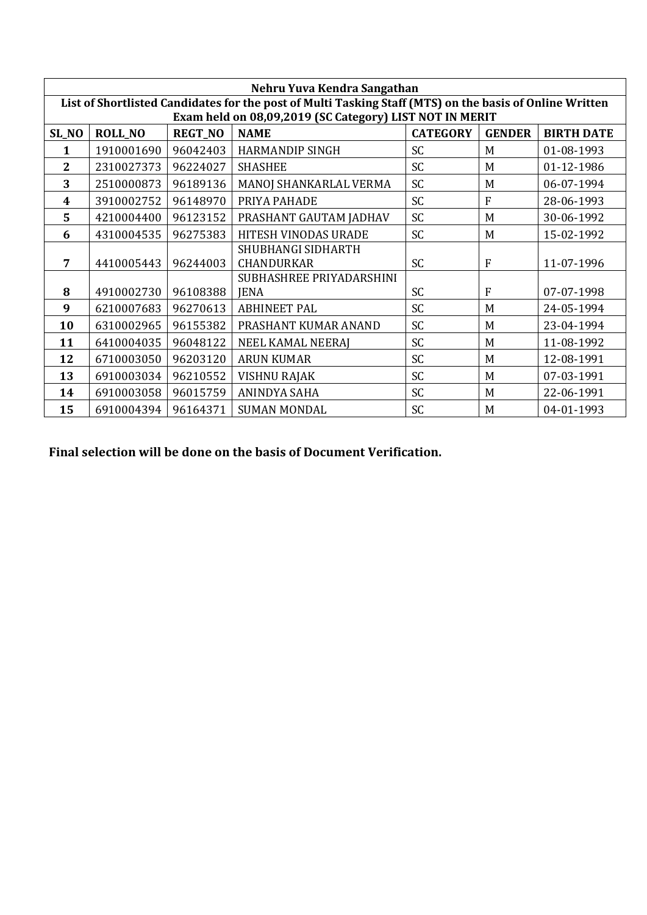| Nehru Yuva Kendra Sangathan | | | | | | |
|---|---|---|---|---|---|---|
| List of Shortlisted Candidates for the post of Multi Tasking Staff (MTS) on the basis of Online Written Exam held on 08,09,2019 (SC Category) LIST NOT IN MERIT | | | | | | |
| **SL_NO** | **ROLL_NO** | **REGT_NO** | **NAME** | **CATEGORY** | **GENDER** | **BIRTH DATE** |
| **1** | 1910001690 | 96042403 | HARMANDIP SINGH | SC | M | 01-08-1993 |
| **2** | 2310027373 | 96224027 | SHASHEE | SC | M | 01-12-1986 |
| **3** | 2510000873 | 96189136 | MANOJ SHANKARLAL VERMA | SC | M | 06-07-1994 |
| **4** | 3910002752 | 96148970 | PRIYA PAHADE | SC | F | 28-06-1993 |
| **5** | 4210004400 | 96123152 | PRASHANT GAUTAM JADHAV | SC | M | 30-06-1992 |
| **6** | 4310004535 | 96275383 | HITESH VINODAS URADE | SC | M | 15-02-1992 |
| **7** | 4410005443 | 96244003 | SHUBHANGI SIDHARTH CHANDURKAR | SC | F | 11-07-1996 |
| **8** | 4910002730 | 96108388 | SUBHASHREE PRIYADARSHINI JENA | SC | F | 07-07-1998 |
| **9** | 6210007683 | 96270613 | ABHINEET PAL | SC | M | 24-05-1994 |
| **10** | 6310002965 | 96155382 | PRASHANT KUMAR ANAND | SC | M | 23-04-1994 |
| **11** | 6410004035 | 96048122 | NEEL KAMAL NEERAJ | SC | M | 11-08-1992 |
| **12** | 6710003050 | 96203120 | ARUN KUMAR | SC | M | 12-08-1991 |
| **13** | 6910003034 | 96210552 | VISHNU RAJAK | SC | M | 07-03-1991 |
| **14** | 6910003058 | 96015759 | ANINDYA SAHA | SC | M | 22-06-1991 |
| **15** | 6910004394 | 96164371 | SUMAN MONDAL | SC | M | 04-01-1993 |

**Final selection will be done on the basis of Document Verification.**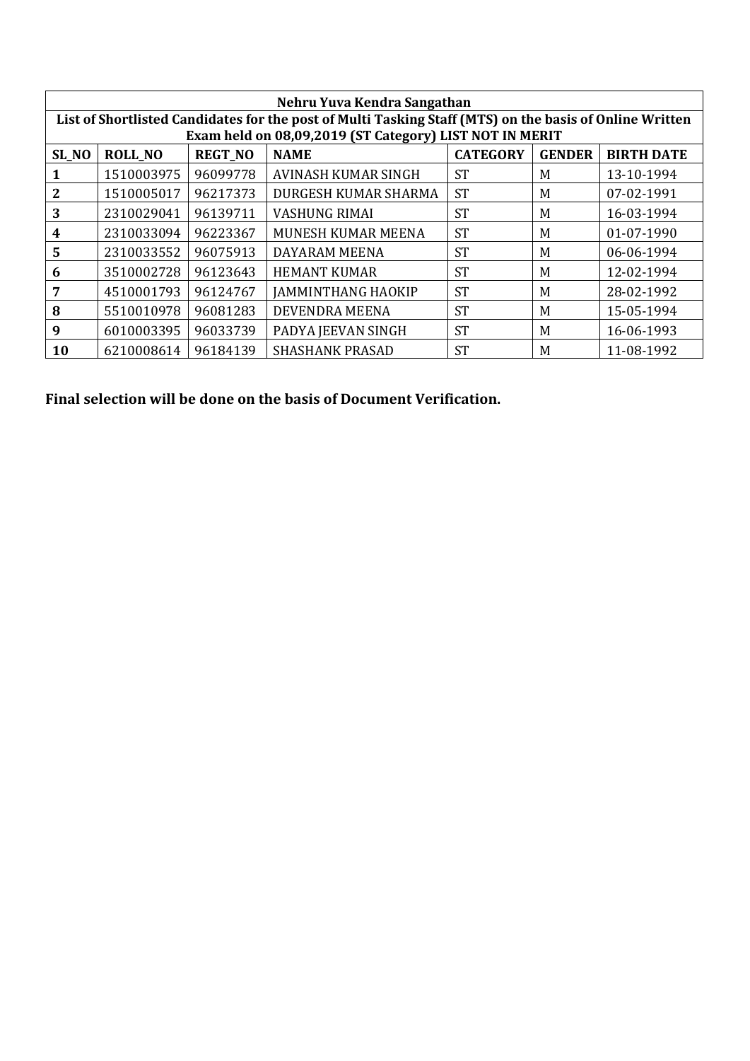| Nehru Yuva Kendra Sangathan | | | | | | |
|---|---|---|---|---|---|---|
| List of Shortlisted Candidates for the post of Multi Tasking Staff (MTS) on the basis of Online Written Exam held on 08,09,2019 (ST Category) LIST NOT IN MERIT | | | | | | |
| **SL_NO** | **ROLL_NO** | **REGT_NO** | **NAME** | **CATEGORY** | **GENDER** | **BIRTH DATE** |
| **1** | 1510003975 | 96099778 | AVINASH KUMAR SINGH | ST | M | 13-10-1994 |
| **2** | 1510005017 | 96217373 | DURGESH KUMAR SHARMA | ST | M | 07-02-1991 |
| **3** | 2310029041 | 96139711 | VASHUNG RIMAI | ST | M | 16-03-1994 |
| **4** | 2310033094 | 96223367 | MUNESH KUMAR MEENA | ST | M | 01-07-1990 |
| **5** | 2310033552 | 96075913 | DAYARAM MEENA | ST | M | 06-06-1994 |
| **6** | 3510002728 | 96123643 | HEMANT KUMAR | ST | M | 12-02-1994 |
| **7** | 4510001793 | 96124767 | JAMMINTHANG HAOKIP | ST | M | 28-02-1992 |
| **8** | 5510010978 | 96081283 | DEVENDRA MEENA | ST | M | 15-05-1994 |
| **9** | 6010003395 | 96033739 | PADYA JEEVAN SINGH | ST | M | 16-06-1993 |
| **10** | 6210008614 | 96184139 | SHASHANK PRASAD | ST | M | 11-08-1992 |

**Final selection will be done on the basis of Document Verification.**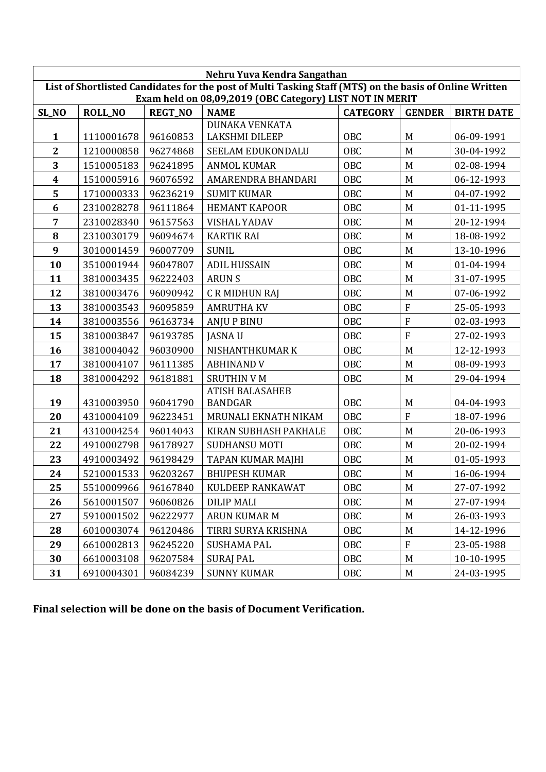| Nehru Yuva Kendra Sangathan | | | | | | |
|---|---|---|---|---|---|---|
| **List of Shortlisted Candidates for the post of Multi Tasking Staff (MTS) on the basis of Online Written Exam held on 08,09,2019 (OBC Category) LIST NOT IN MERIT** | | | | | | |
| **SL_NO** | **ROLL_NO** | **REGT_NO** | **NAME** | **CATEGORY** | **GENDER** | **BIRTH DATE** |
| **1** | 1110001678 | 96160853 | DUNAKA VENKATA LAKSHMI DILEEP | OBC | M | 06-09-1991 |
| **2** | 1210000858 | 96274868 | SEELAM EDUKONDALU | OBC | M | 30-04-1992 |
| **3** | 1510005183 | 96241895 | ANMOL KUMAR | OBC | M | 02-08-1994 |
| **4** | 1510005916 | 96076592 | AMARENDRA BHANDARI | OBC | M | 06-12-1993 |
| **5** | 1710000333 | 96236219 | SUMIT KUMAR | OBC | M | 04-07-1992 |
| **6** | 2310028278 | 96111864 | HEMANT KAPOOR | OBC | M | 01-11-1995 |
| **7** | 2310028340 | 96157563 | VISHAL YADAV | OBC | M | 20-12-1994 |
| **8** | 2310030179 | 96094674 | KARTIK RAI | OBC | M | 18-08-1992 |
| **9** | 3010001459 | 96007709 | SUNIL | OBC | M | 13-10-1996 |
| **10** | 3510001944 | 96047807 | ADIL HUSSAIN | OBC | M | 01-04-1994 |
| **11** | 3810003435 | 96222403 | ARUN S | OBC | M | 31-07-1995 |
| **12** | 3810003476 | 96090942 | C R MIDHUN RAJ | OBC | M | 07-06-1992 |
| **13** | 3810003543 | 96095859 | AMRUTHA KV | OBC | F | 25-05-1993 |
| **14** | 3810003556 | 96163734 | ANJU P BINU | OBC | F | 02-03-1993 |
| **15** | 3810003847 | 96193785 | JASNA U | OBC | F | 27-02-1993 |
| **16** | 3810004042 | 96030900 | NISHANTHKUMAR K | OBC | M | 12-12-1993 |
| **17** | 3810004107 | 96111385 | ABHINAND V | OBC | M | 08-09-1993 |
| **18** | 3810004292 | 96181881 | SRUTHIN V M | OBC | M | 29-04-1994 |
| **19** | 4310003950 | 96041790 | ATISH BALASAHEB BANDGAR | OBC | M | 04-04-1993 |
| **20** | 4310004109 | 96223451 | MRUNALI EKNATH NIKAM | OBC | F | 18-07-1996 |
| **21** | 4310004254 | 96014043 | KIRAN SUBHASH PAKHALE | OBC | M | 20-06-1993 |
| **22** | 4910002798 | 96178927 | SUDHANSU MOTI | OBC | M | 20-02-1994 |
| **23** | 4910003492 | 96198429 | TAPAN KUMAR MAJHI | OBC | M | 01-05-1993 |
| **24** | 5210001533 | 96203267 | BHUPESH KUMAR | OBC | M | 16-06-1994 |
| **25** | 5510009966 | 96167840 | KULDEEP RANKAWAT | OBC | M | 27-07-1992 |
| **26** | 5610001507 | 96060826 | DILIP MALI | OBC | M | 27-07-1994 |
| **27** | 5910001502 | 96222977 | ARUN KUMAR M | OBC | M | 26-03-1993 |
| **28** | 6010003074 | 96120486 | TIRRI SURYA KRISHNA | OBC | M | 14-12-1996 |
| **29** | 6610002813 | 96245220 | SUSHAMA PAL | OBC | F | 23-05-1988 |
| **30** | 6610003108 | 96207584 | SURAJ PAL | OBC | M | 10-10-1995 |
| **31** | 6910004301 | 96084239 | SUNNY KUMAR | OBC | M | 24-03-1995 |

**Final selection will be done on the basis of Document Verification.**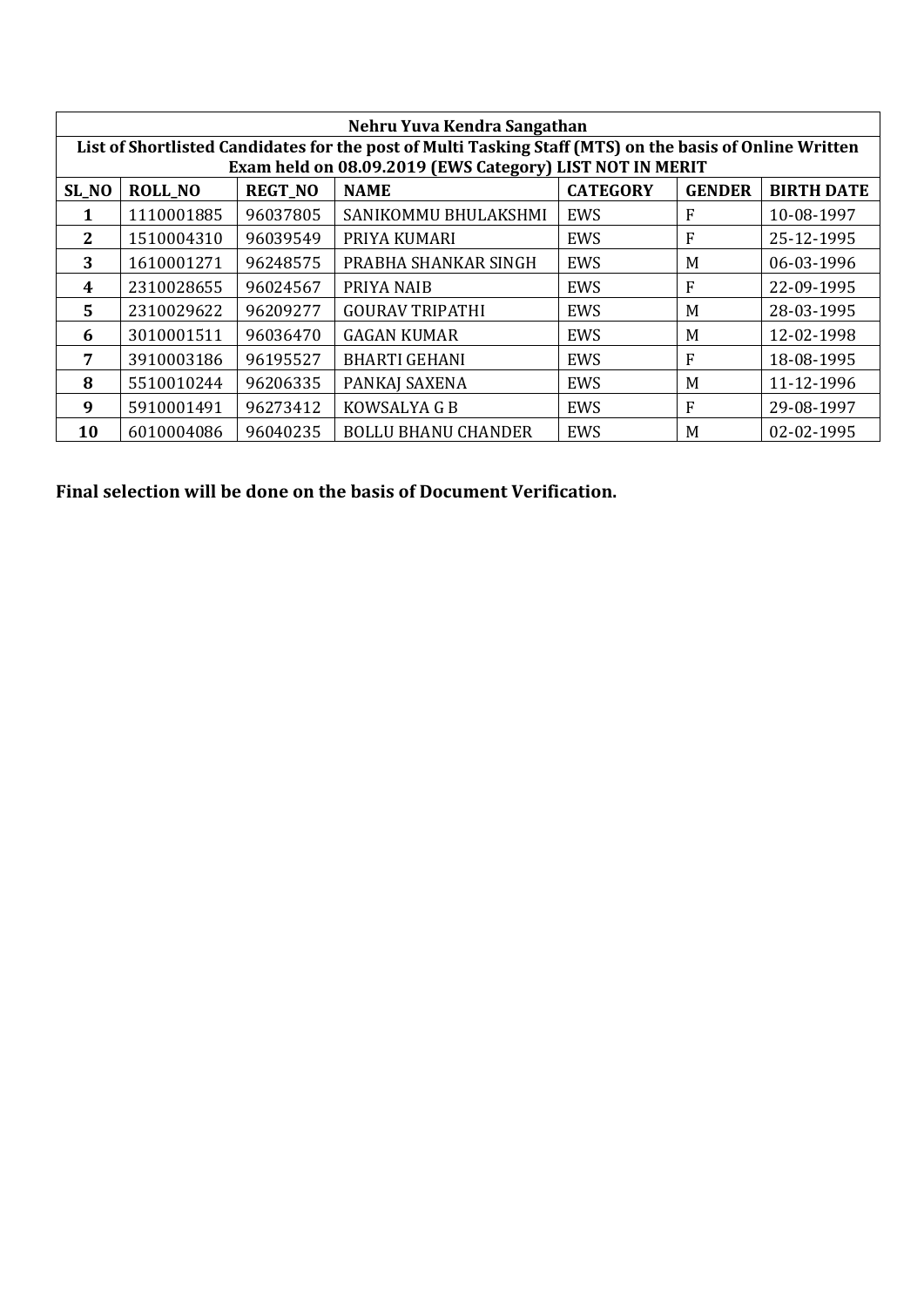| Nehru Yuva Kendra Sangathan | | | | | | |
|---|---|---|---|---|---|---|
| **List of Shortlisted Candidates for the post of Multi Tasking Staff (MTS) on the basis of Online Written Exam held on 08.09.2019 (EWS Category) LIST NOT IN MERIT** | | | | | | |
| **SL_NO** | **ROLL_NO** | **REGT_NO** | **NAME** | **CATEGORY** | **GENDER** | **BIRTH DATE** |
| **1** | 1110001885 | 96037805 | SANIKOMMU BHULAKSHMI | EWS | F | 10-08-1997 |
| **2** | 1510004310 | 96039549 | PRIYA KUMARI | EWS | F | 25-12-1995 |
| **3** | 1610001271 | 96248575 | PRABHA SHANKAR SINGH | EWS | M | 06-03-1996 |
| **4** | 2310028655 | 96024567 | PRIYA NAIB | EWS | F | 22-09-1995 |
| **5** | 2310029622 | 96209277 | GOURAV TRIPATHI | EWS | M | 28-03-1995 |
| **6** | 3010001511 | 96036470 | GAGAN KUMAR | EWS | M | 12-02-1998 |
| **7** | 3910003186 | 96195527 | BHARTI GEHANI | EWS | F | 18-08-1995 |
| **8** | 5510010244 | 96206335 | PANKAJ SAXENA | EWS | M | 11-12-1996 |
| **9** | 5910001491 | 96273412 | KOWSALYA G B | EWS | F | 29-08-1997 |
| **10** | 6010004086 | 96040235 | BOLLU BHANU CHANDER | EWS | M | 02-02-1995 |

**Final selection will be done on the basis of Document Verification.**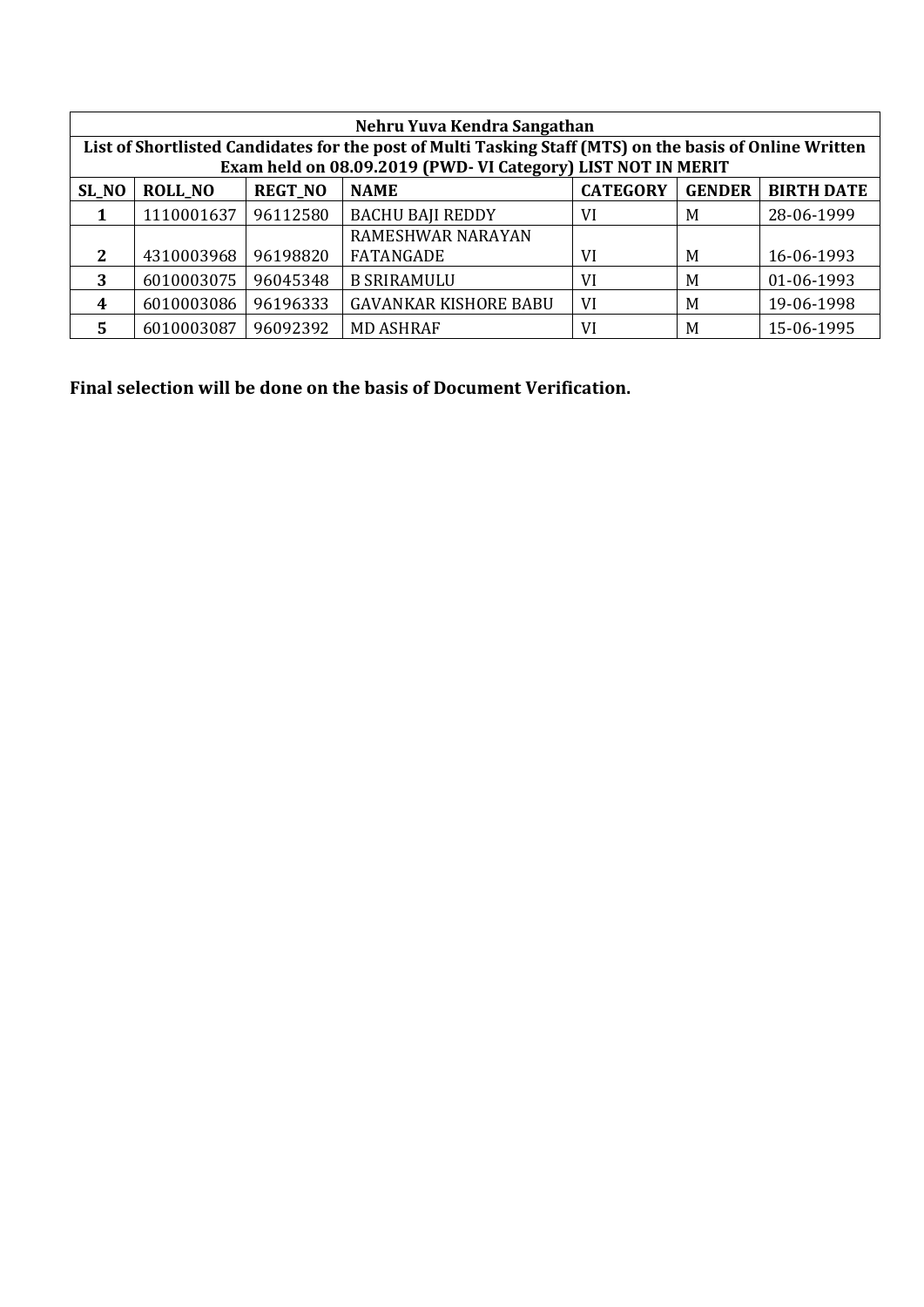| Nehru Yuva Kendra Sangathan | | | | | | |
|---|---|---|---|---|---|---|
| List of Shortlisted Candidates for the post of Multi Tasking Staff (MTS) on the basis of Online Written Exam held on 08.09.2019 (PWD- VI Category) LIST NOT IN MERIT | | | | | | |
| **SL_NO** | **ROLL_NO** | **REGT_NO** | **NAME** | **CATEGORY** | **GENDER** | **BIRTH DATE** |
| 1 | 1110001637 | 96112580 | BACHU BAJI REDDY | VI | M | 28-06-1999 |
| 2 | 4310003968 | 96198820 | RAMESHWAR NARAYAN FATANGADE | VI | M | 16-06-1993 |
| 3 | 6010003075 | 96045348 | B SRIRAMULU | VI | M | 01-06-1993 |
| 4 | 6010003086 | 96196333 | GAVANKAR KISHORE BABU | VI | M | 19-06-1998 |
| 5 | 6010003087 | 96092392 | MD ASHRAF | VI | M | 15-06-1995 |

**Final selection will be done on the basis of Document Verification.**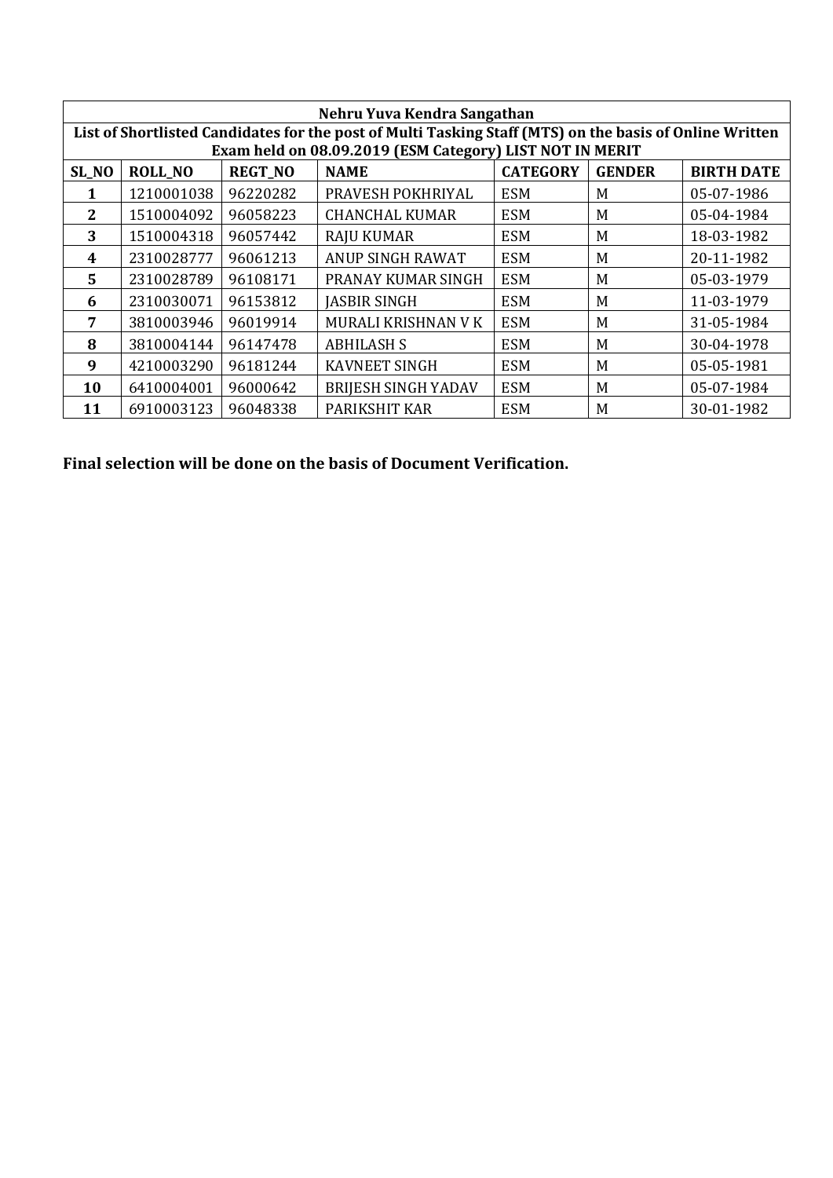| Nehru Yuva Kendra Sangathan | | | | | | |
|---|---|---|---|---|---|---|
| List of Shortlisted Candidates for the post of Multi Tasking Staff (MTS) on the basis of Online Written Exam held on 08.09.2019 (ESM Category) LIST NOT IN MERIT | | | | | | |
| **SL_NO** | **ROLL_NO** | **REGT_NO** | **NAME** | **CATEGORY** | **GENDER** | **BIRTH DATE** |
| **1** | 1210001038 | 96220282 | PRAVESH POKHRIYAL | ESM | M | 05-07-1986 |
| **2** | 1510004092 | 96058223 | CHANCHAL KUMAR | ESM | M | 05-04-1984 |
| **3** | 1510004318 | 96057442 | RAJU KUMAR | ESM | M | 18-03-1982 |
| **4** | 2310028777 | 96061213 | ANUP SINGH RAWAT | ESM | M | 20-11-1982 |
| **5** | 2310028789 | 96108171 | PRANAY KUMAR SINGH | ESM | M | 05-03-1979 |
| **6** | 2310030071 | 96153812 | JASBIR SINGH | ESM | M | 11-03-1979 |
| **7** | 3810003946 | 96019914 | MURALI KRISHNAN V K | ESM | M | 31-05-1984 |
| **8** | 3810004144 | 96147478 | ABHILASH S | ESM | M | 30-04-1978 |
| **9** | 4210003290 | 96181244 | KAVNEET SINGH | ESM | M | 05-05-1981 |
| **10** | 6410004001 | 96000642 | BRIJESH SINGH YADAV | ESM | M | 05-07-1984 |
| **11** | 6910003123 | 96048338 | PARIKSHIT KAR | ESM | M | 30-01-1982 |

**Final selection will be done on the basis of Document Verification.**